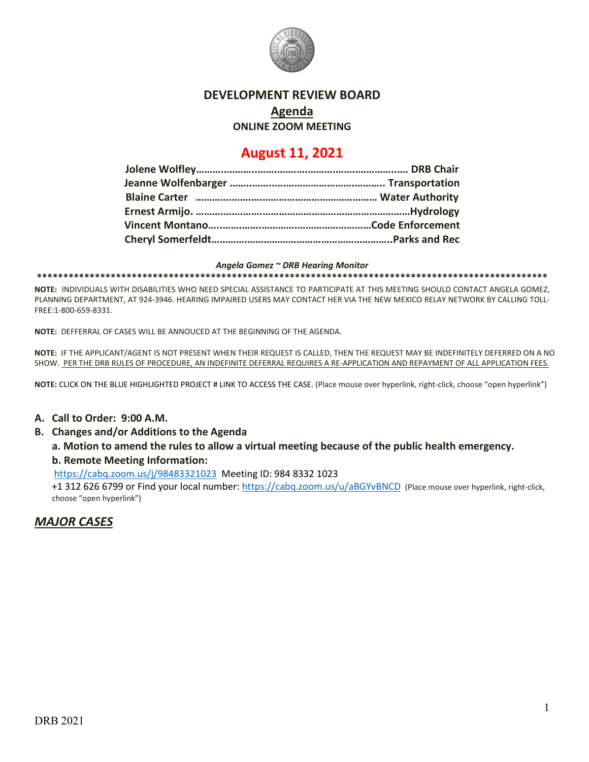# DEVELOPMENT REVIEW BOARD

## Agenda

**ONLINE ZOOM MEETING**

## August 11, 2021

**Jolene Wolfley………..……..…….….……….….……….………..…. DRB Chair**
**Jeanne Wolfenbarger ……..……..……………………….………... Transportation**
**Blaine Carter ……………….…………………………………….… Water Authority**
**Ernest Armijo. ………….…………………………………………………Hydrology**
**Vincent Montano…..……….……….……….………………Code Enforcement**
**Cheryl Somerfeldt…………………………………………………...Parks and Rec**

***Angela Gomez ~ DRB Hearing Monitor***

**\*\*\*\*\*\*\*\*\*\*\*\*\*\*\*\*\*\*\*\*\*\*\*\*\*\*\*\*\*\*\*\*\*\*\*\*\*\*\*\*\*\*\*\*\*\*\*\*\*\*\*\*\*\*\*\*\*\*\*\*\*\*\*\*\*\*\*\*\*\*\*\*\*\*\*\*\*\*\*\*\*\*\*\*\*\*\*\*\*\*\*\*\*\*\*\*\*\*\*\***

**NOTE:** INDIVIDUALS WITH DISABILITIES WHO NEED SPECIAL ASSISTANCE TO PARTICIPATE AT THIS MEETING SHOULD CONTACT ANGELA GOMEZ, PLANNING DEPARTMENT, AT 924-3946. HEARING IMPAIRED USERS MAY CONTACT HER VIA THE NEW MEXICO RELAY NETWORK BY CALLING TOLL-FREE:1-800-659-8331.

**NOTE:** DEFFERRAL OF CASES WILL BE ANNOUCED AT THE BEGINNING OF THE AGENDA.

**NOTE:** IF THE APPLICANT/AGENT IS NOT PRESENT WHEN THEIR REQUEST IS CALLED, THEN THE REQUEST MAY BE INDEFINITELY DEFERRED ON A NO SHOW. PER THE DRB RULES OF PROCEDURE, AN INDEFINITE DEFERRAL REQUIRES A RE-APPLICATION AND REPAYMENT OF ALL APPLICATION FEES.

**NOTE:** CLICK ON THE BLUE HIGHLIGHTED PROJECT # LINK TO ACCESS THE CASE. (Place mouse over hyperlink, right-click, choose "open hyperlink")

**A. Call to Order: 9:00 A.M.**

**B. Changes and/or Additions to the Agenda**

**a. Motion to amend the rules to allow a virtual meeting because of the public health emergency.**

**b. Remote Meeting Information:**

https://cabq.zoom.us/j/98483321023 Meeting ID: 984 8332 1023
+1 312 626 6799 or Find your local number: https://cabq.zoom.us/u/aBGYvBNCD (Place mouse over hyperlink, right-click, choose "open hyperlink")

## ***MAJOR CASES***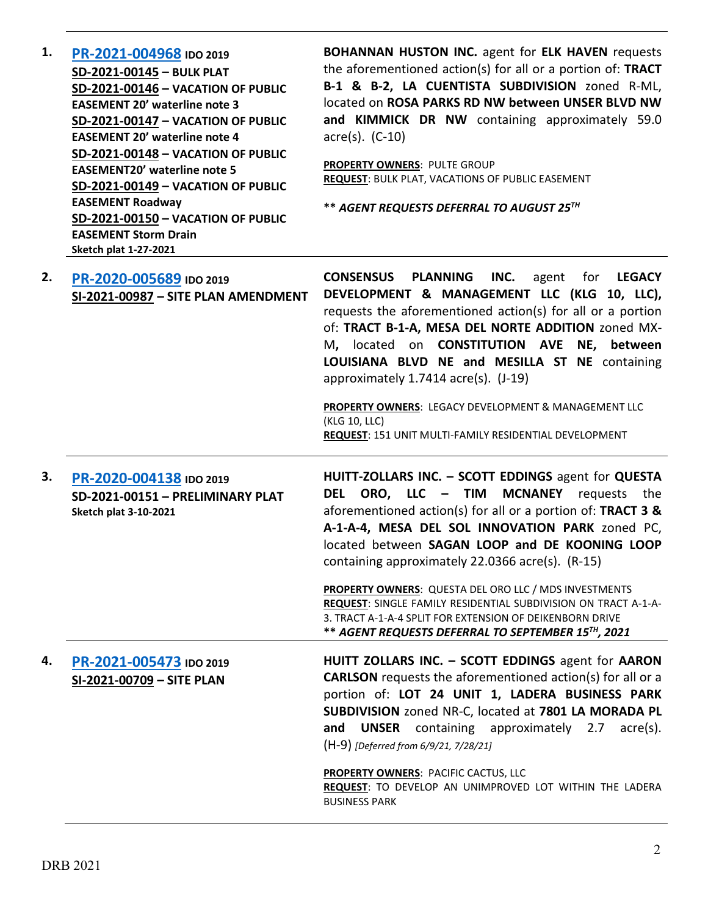| | | |
|---|---|---|
| **1.** | **PR-2021-004968** **IDO 2019**<br>**SD-2021-00145 – BULK PLAT**<br>**SD-2021-00146 – VACATION OF PUBLIC EASEMENT 20' waterline note 3**<br>**SD-2021-00147 – VACATION OF PUBLIC EASEMENT 20' waterline note 4**<br>**SD-2021-00148 – VACATION OF PUBLIC EASEMENT20' waterline note 5**<br>**SD-2021-00149 – VACATION OF PUBLIC EASEMENT Roadway**<br>**SD-2021-00150 – VACATION OF PUBLIC EASEMENT Storm Drain**<br>**Sketch plat 1-27-2021** | **BOHANNAN HUSTON INC.** agent for **ELK HAVEN** requests the aforementioned action(s) for all or a portion of: **TRACT B-1 & B-2, LA CUENTISTA SUBDIVISION** zoned R-ML, located on **ROSA PARKS RD NW between UNSER BLVD NW and KIMMICK DR NW** containing approximately 59.0 acre(s). (C-10)<br><br>**PROPERTY OWNERS**: PULTE GROUP<br>**REQUEST**: BULK PLAT, VACATIONS OF PUBLIC EASEMENT<br><br>*** AGENT REQUESTS DEFERRAL TO AUGUST 25TH*** |
| **2.** | **PR-2020-005689** **IDO 2019**<br>**SI-2021-00987 – SITE PLAN AMENDMENT** | **CONSENSUS PLANNING INC.** agent for **LEGACY DEVELOPMENT & MANAGEMENT LLC (KLG 10, LLC),** requests the aforementioned action(s) for all or a portion of: **TRACT B-1-A, MESA DEL NORTE ADDITION** zoned MX-M**,** located on **CONSTITUTION AVE NE, between LOUISIANA BLVD NE and MESILLA ST NE** containing approximately 1.7414 acre(s). (J-19)<br><br>**PROPERTY OWNERS**: LEGACY DEVELOPMENT & MANAGEMENT LLC (KLG 10, LLC)<br>**REQUEST**: 151 UNIT MULTI-FAMILY RESIDENTIAL DEVELOPMENT |
| **3.** | **PR-2020-004138** **IDO 2019**<br>**SD-2021-00151 – PRELIMINARY PLAT**<br>**Sketch plat 3-10-2021** | **HUITT-ZOLLARS INC. – SCOTT EDDINGS** agent for **QUESTA DEL ORO, LLC – TIM MCNANEY** requests the aforementioned action(s) for all or a portion of: **TRACT 3 & A-1-A-4, MESA DEL SOL INNOVATION PARK** zoned PC, located between **SAGAN LOOP and DE KOONING LOOP** containing approximately 22.0366 acre(s). (R-15)<br><br>**PROPERTY OWNERS**: QUESTA DEL ORO LLC / MDS INVESTMENTS<br>**REQUEST**: SINGLE FAMILY RESIDENTIAL SUBDIVISION ON TRACT A-1-A-3. TRACT A-1-A-4 SPLIT FOR EXTENSION OF DEIKENBORN DRIVE<br>*** AGENT REQUESTS DEFERRAL TO SEPTEMBER 15TH, 2021*** |
| **4.** | **PR-2021-005473** **IDO 2019**<br>**SI-2021-00709 – SITE PLAN** | **HUITT ZOLLARS INC. – SCOTT EDDINGS** agent for **AARON CARLSON** requests the aforementioned action(s) for all or a portion of: **LOT 24 UNIT 1, LADERA BUSINESS PARK SUBDIVISION** zoned NR-C, located at **7801 LA MORADA PL and UNSER** containing approximately 2.7 acre(s). (H-9) *[Deferred from 6/9/21, 7/28/21]*<br><br>**PROPERTY OWNERS**: PACIFIC CACTUS, LLC<br>**REQUEST**: TO DEVELOP AN UNIMPROVED LOT WITHIN THE LADERA BUSINESS PARK |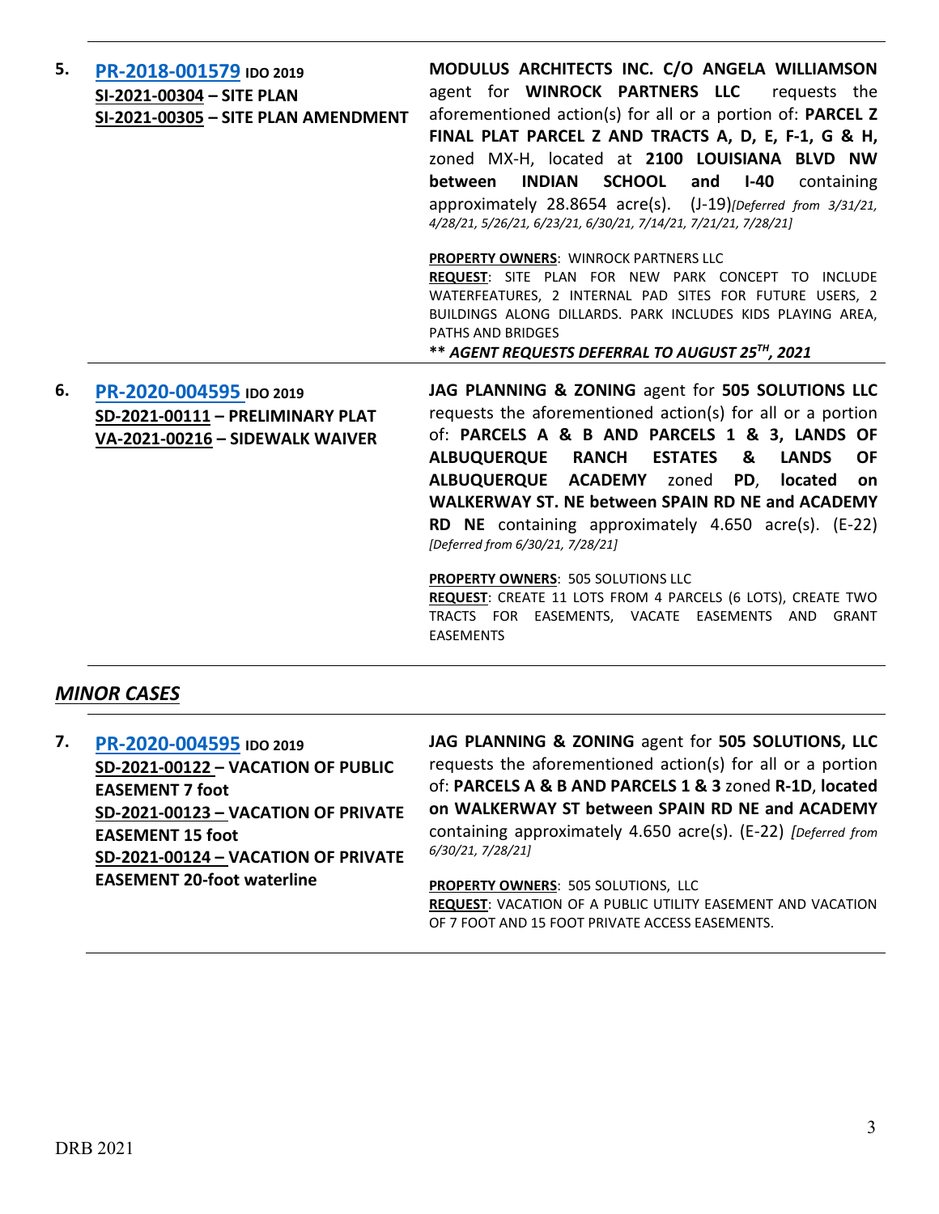5. **[PR-2018-001579](#) IDO 2019**
   **SI-2021-00304 – SITE PLAN**
   **SI-2021-00305 – SITE PLAN AMENDMENT**

   **MODULUS ARCHITECTS INC. C/O ANGELA WILLIAMSON** agent for **WINROCK PARTNERS LLC** requests the aforementioned action(s) for all or a portion of: **PARCEL Z FINAL PLAT PARCEL Z AND TRACTS A, D, E, F-1, G & H,** zoned MX-H, located at **2100 LOUISIANA BLVD NW between INDIAN SCHOOL and I-40** containing approximately 28.8654 acre(s). (J-19)*[Deferred from 3/31/21, 4/28/21, 5/26/21, 6/23/21, 6/30/21, 7/14/21, 7/21/21, 7/28/21]*

   **PROPERTY OWNERS**: WINROCK PARTNERS LLC
   **REQUEST**: SITE PLAN FOR NEW PARK CONCEPT TO INCLUDE WATERFEATURES, 2 INTERNAL PAD SITES FOR FUTURE USERS, 2 BUILDINGS ALONG DILLARDS. PARK INCLUDES KIDS PLAYING AREA, PATHS AND BRIDGES
   ***\*\* AGENT REQUESTS DEFERRAL TO AUGUST 25TH, 2021***

6. **[PR-2020-004595](#) IDO 2019**
   **SD-2021-00111 – PRELIMINARY PLAT**
   **VA-2021-00216 – SIDEWALK WAIVER**

   **JAG PLANNING & ZONING** agent for **505 SOLUTIONS LLC** requests the aforementioned action(s) for all or a portion of: **PARCELS A & B AND PARCELS 1 & 3, LANDS OF ALBUQUERQUE RANCH ESTATES & LANDS OF ALBUQUERQUE ACADEMY** zoned **PD**, **located on WALKERWAY ST. NE between SPAIN RD NE and ACADEMY RD NE** containing approximately 4.650 acre(s). (E-22) *[Deferred from 6/30/21, 7/28/21]*

   **PROPERTY OWNERS**: 505 SOLUTIONS LLC
   **REQUEST**: CREATE 11 LOTS FROM 4 PARCELS (6 LOTS), CREATE TWO TRACTS FOR EASEMENTS, VACATE EASEMENTS AND GRANT EASEMENTS

## *MINOR CASES*

7. **[PR-2020-004595](#) IDO 2019**
   **SD-2021-00122 – VACATION OF PUBLIC EASEMENT 7 foot**
   **SD-2021-00123 – VACATION OF PRIVATE EASEMENT 15 foot**
   **SD-2021-00124 – VACATION OF PRIVATE EASEMENT 20-foot waterline**

   **JAG PLANNING & ZONING** agent for **505 SOLUTIONS, LLC** requests the aforementioned action(s) for all or a portion of: **PARCELS A & B AND PARCELS 1 & 3** zoned **R-1D**, **located on WALKERWAY ST between SPAIN RD NE and ACADEMY** containing approximately 4.650 acre(s). (E-22) *[Deferred from 6/30/21, 7/28/21]*

   **PROPERTY OWNERS**: 505 SOLUTIONS, LLC
   **REQUEST**: VACATION OF A PUBLIC UTILITY EASEMENT AND VACATION OF 7 FOOT AND 15 FOOT PRIVATE ACCESS EASEMENTS.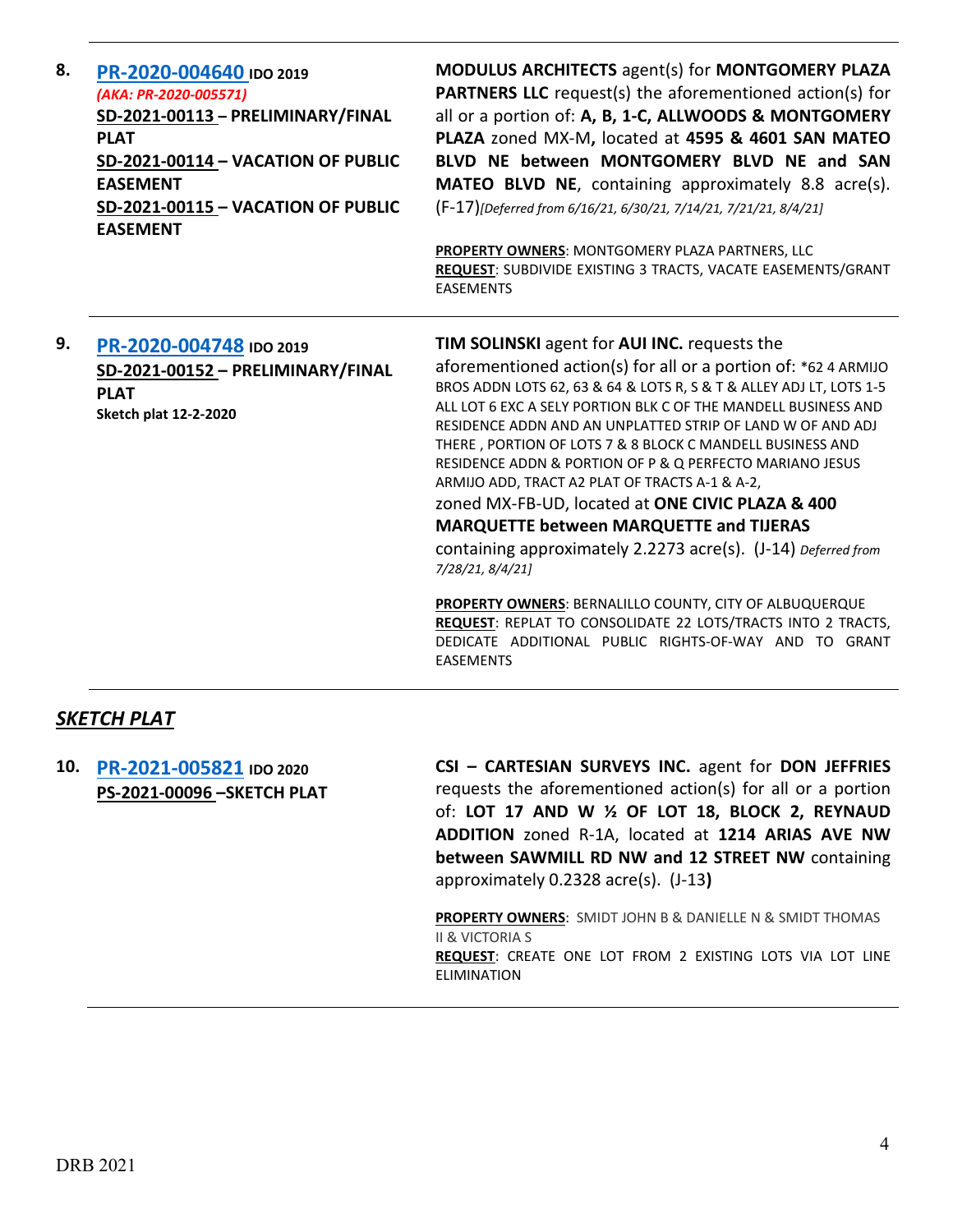| | | |
|---|---|---|
| **8.** | **PR-2020-004640** **IDO 2019**<br>*(AKA: PR-2020-005571)*<br>**SD-2021-00113 – PRELIMINARY/FINAL PLAT**<br>**SD-2021-00114 – VACATION OF PUBLIC EASEMENT**<br>**SD-2021-00115 – VACATION OF PUBLIC EASEMENT** | **MODULUS ARCHITECTS** agent(s) for **MONTGOMERY PLAZA PARTNERS LLC** request(s) the aforementioned action(s) for all or a portion of: **A, B, 1-C, ALLWOODS & MONTGOMERY PLAZA** zoned MX-M**,** located at **4595 & 4601 SAN MATEO BLVD NE between MONTGOMERY BLVD NE and SAN MATEO BLVD NE**, containing approximately 8.8 acre(s). (F-17)*[Deferred from 6/16/21, 6/30/21, 7/14/21, 7/21/21, 8/4/21]*<br><br>**PROPERTY OWNERS**: MONTGOMERY PLAZA PARTNERS, LLC<br>**REQUEST**: SUBDIVIDE EXISTING 3 TRACTS, VACATE EASEMENTS/GRANT EASEMENTS |
| **9.** | **PR-2020-004748** **IDO 2019**<br>**SD-2021-00152 – PRELIMINARY/FINAL PLAT**<br>**Sketch plat 12-2-2020** | **TIM SOLINSKI** agent for **AUI INC.** requests the aforementioned action(s) for all or a portion of: *62 4 ARMIJO BROS ADDN LOTS 62, 63 & 64 & LOTS R, S & T & ALLEY ADJ LT, LOTS 1-5 ALL LOT 6 EXC A SELY PORTION BLK C OF THE MANDELL BUSINESS AND RESIDENCE ADDN AND AN UNPLATTED STRIP OF LAND W OF AND ADJ THERE , PORTION OF LOTS 7 & 8 BLOCK C MANDELL BUSINESS AND RESIDENCE ADDN & PORTION OF P & Q PERFECTO MARIANO JESUS ARMIJO ADD, TRACT A2 PLAT OF TRACTS A-1 & A-2, zoned MX-FB-UD, located at **ONE CIVIC PLAZA & 400 MARQUETTE between MARQUETTE and TIJERAS** containing approximately 2.2273 acre(s). (J-14) *Deferred from 7/28/21, 8/4/21]*<br><br>**PROPERTY OWNERS**: BERNALILLO COUNTY, CITY OF ALBUQUERQUE<br>**REQUEST**: REPLAT TO CONSOLIDATE 22 LOTS/TRACTS INTO 2 TRACTS, DEDICATE ADDITIONAL PUBLIC RIGHTS-OF-WAY AND TO GRANT EASEMENTS |

## ***SKETCH PLAT***

| | | |
|---|---|---|
| **10.** | **PR-2021-005821** **IDO 2020**<br>**PS-2021-00096 –SKETCH PLAT** | **CSI – CARTESIAN SURVEYS INC.** agent for **DON JEFFRIES** requests the aforementioned action(s) for all or a portion of: **LOT 17 AND W ½ OF LOT 18, BLOCK 2, REYNAUD ADDITION** zoned R-1A, located at **1214 ARIAS AVE NW between SAWMILL RD NW and 12 STREET NW** containing approximately 0.2328 acre(s). (J-13**)**<br><br>**PROPERTY OWNERS**: SMIDT JOHN B & DANIELLE N & SMIDT THOMAS II & VICTORIA S<br>**REQUEST**: CREATE ONE LOT FROM 2 EXISTING LOTS VIA LOT LINE ELIMINATION |

DRB 2021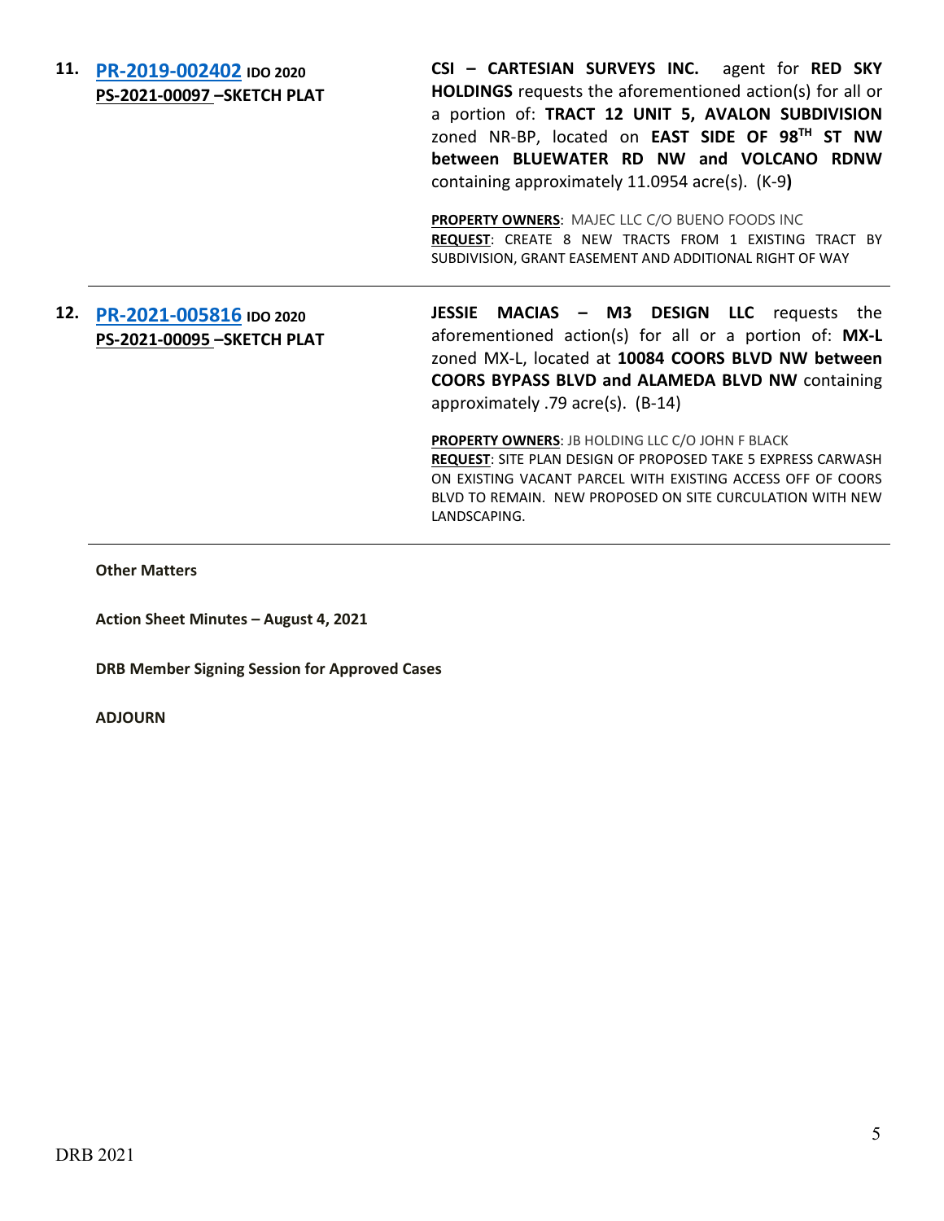**11.** **PR-2019-002402** **IDO 2020**
**PS-2021-00097 –SKETCH PLAT**

**CSI – CARTESIAN SURVEYS INC.** agent for **RED SKY HOLDINGS** requests the aforementioned action(s) for all or a portion of: **TRACT 12 UNIT 5, AVALON SUBDIVISION** zoned NR-BP, located on **EAST SIDE OF 98TH ST NW between BLUEWATER RD NW and VOLCANO RDNW** containing approximately 11.0954 acre(s). (K-9**)**

**PROPERTY OWNERS**: MAJEC LLC C/O BUENO FOODS INC
**REQUEST**: CREATE 8 NEW TRACTS FROM 1 EXISTING TRACT BY SUBDIVISION, GRANT EASEMENT AND ADDITIONAL RIGHT OF WAY

---

**12.** **PR-2021-005816** **IDO 2020**
**PS-2021-00095 –SKETCH PLAT**

**JESSIE MACIAS – M3 DESIGN LLC** requests the aforementioned action(s) for all or a portion of: **MX-L** zoned MX-L, located at **10084 COORS BLVD NW between COORS BYPASS BLVD and ALAMEDA BLVD NW** containing approximately .79 acre(s). (B-14)

**PROPERTY OWNERS**: JB HOLDING LLC C/O JOHN F BLACK
**REQUEST**: SITE PLAN DESIGN OF PROPOSED TAKE 5 EXPRESS CARWASH ON EXISTING VACANT PARCEL WITH EXISTING ACCESS OFF OF COORS BLVD TO REMAIN. NEW PROPOSED ON SITE CURCULATION WITH NEW LANDSCAPING.

---

**Other Matters**

**Action Sheet Minutes – August 4, 2021**

**DRB Member Signing Session for Approved Cases**

**ADJOURN**